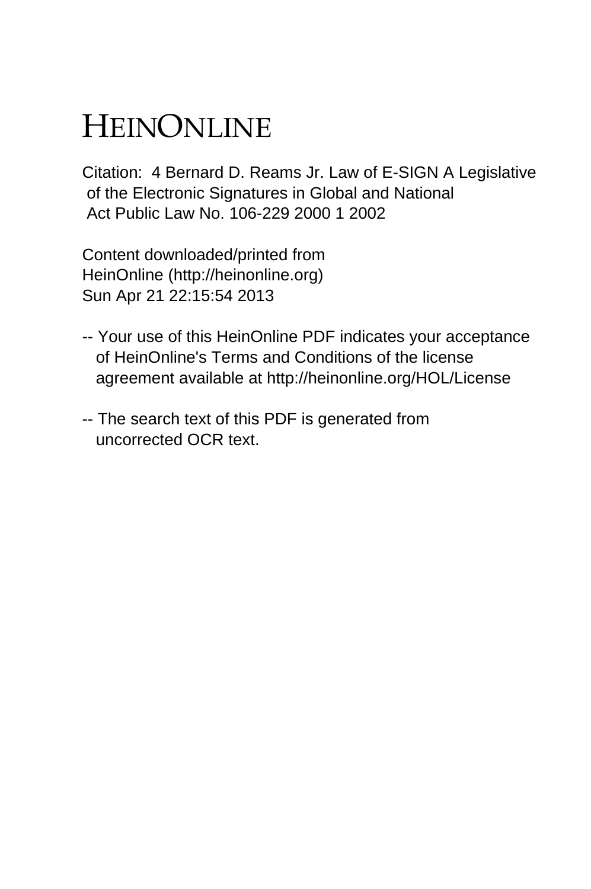# HEINONLINE

Citation: 4 Bernard D. Reams Jr. Law of E-SIGN A Legislative of the Electronic Signatures in Global and National Act Public Law No. 106-229 2000 1 2002

Content downloaded/printed from HeinOnline (http://heinonline.org) Sun Apr 21 22:15:54 2013

-- Your use of this HeinOnline PDF indicates your acceptance of HeinOnline's Terms and Conditions of the license agreement available at http://heinonline.org/HOL/License

-- The search text of this PDF is generated from uncorrected OCR text.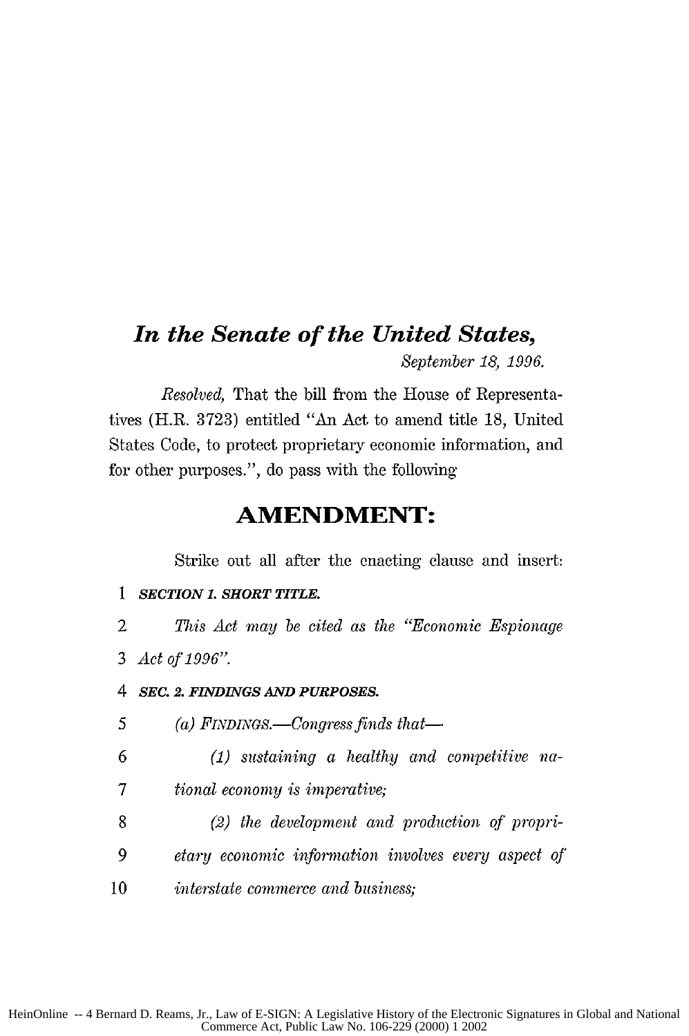# *In the Senate of the United States,*

*September 18, 1996.*

*Resolved,* That the bill from the House of Representatives (H.R. 3723) entitled "An Act to amend title 18, United States Code, to protect proprietary economic information, and for other purposes.", do pass with the following

## AMENDMENT:

Strike out all after the enacting clause and insert:

1 ***SECTION 1. SHORT TITLE.***

2 *This Act may be cited as the "Economic Espionage*
3 *Act of 1996".*

4 ***SEC. 2. FINDINGS AND PURPOSES.***

5 *(a) FINDINGS.—Congress finds that—*

6 *(1) sustaining a healthy and competitive na-*
7 *tional economy is imperative;*

8 *(2) the development and production of propri-*
9 *etary economic information involves every aspect of*
10 *interstate commerce and business;*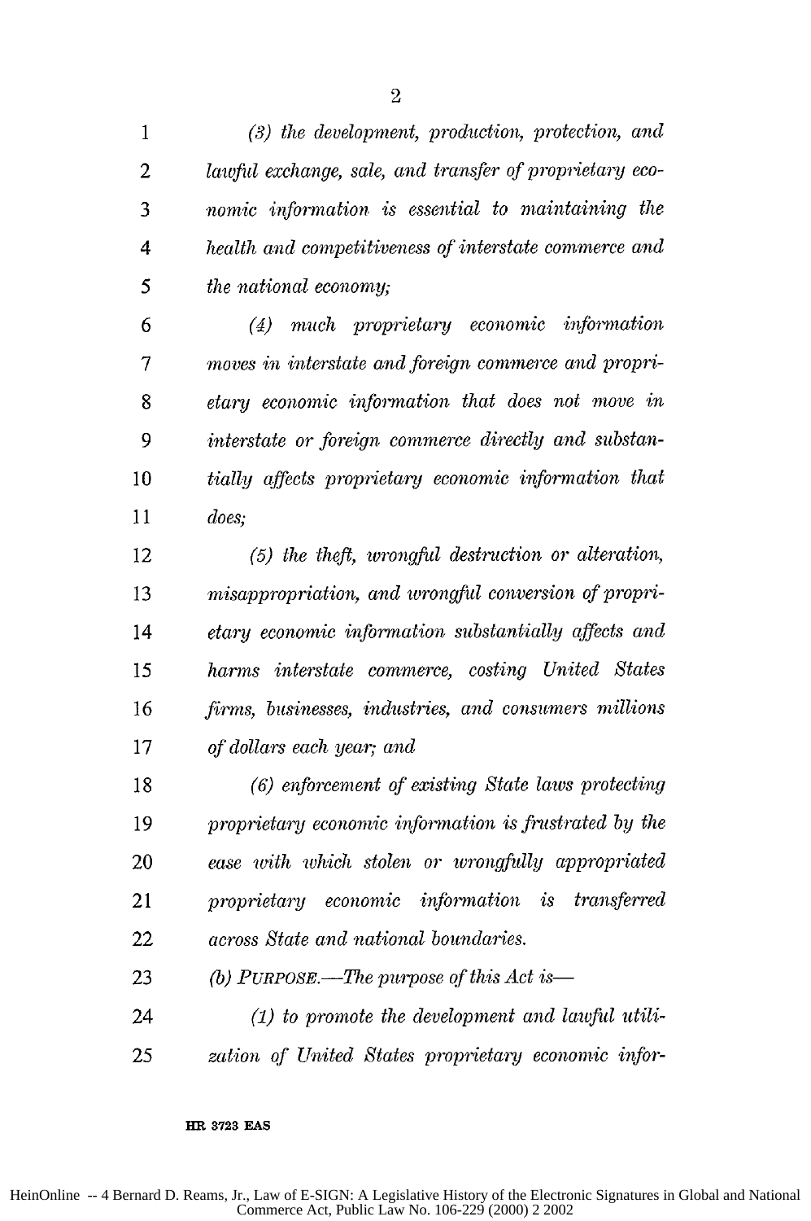*(3) the development, production, protection, and lawful exchange, sale, and transfer of proprietary economic information is essential to maintaining the health and competitiveness of interstate commerce and the national economy;*

*(4) much proprietary economic information moves in interstate and foreign commerce and proprietary economic information that does not move in interstate or foreign commerce directly and substantially affects proprietary economic information that does;*

*(5) the theft, wrongful destruction or alteration, misappropriation, and wrongful conversion of proprietary economic information substantially affects and harms interstate commerce, costing United States firms, businesses, industries, and consumers millions of dollars each year; and*

*(6) enforcement of existing State laws protecting proprietary economic information is frustrated by the ease with which stolen or wrongfully appropriated proprietary economic information is transferred across State and national boundaries.*

*(b) PURPOSE.—The purpose of this Act is—*

*(1) to promote the development and lawful utilization of United States proprietary economic infor-*

HR 3723 EAS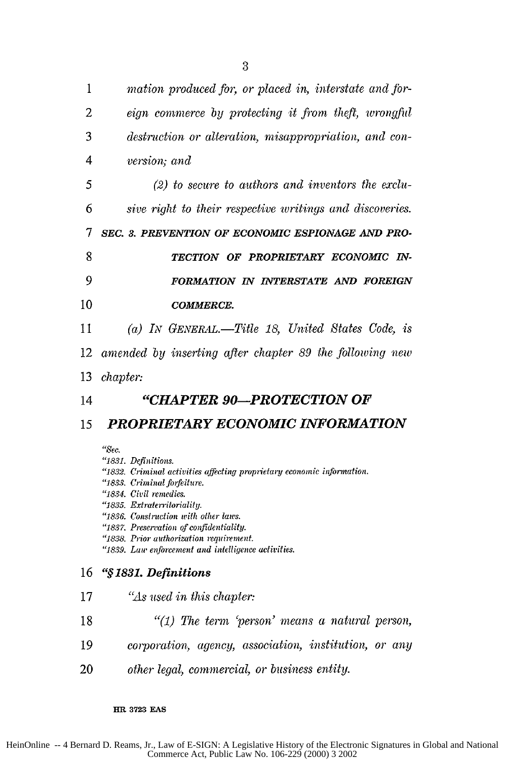*mation produced for, or placed in, interstate and foreign commerce by protecting it from theft, wrongful destruction or alteration, misappropriation, and conversion; and*

*(2) to secure to authors and inventors the exclusive right to their respective writings and discoveries.*

***SEC. 3. PREVENTION OF ECONOMIC ESPIONAGE AND PROTECTION OF PROPRIETARY ECONOMIC INFORMATION IN INTERSTATE AND FOREIGN COMMERCE.***

*(a) IN GENERAL.—Title 18, United States Code, is amended by inserting after chapter 89 the following new chapter:*

## *"CHAPTER 90—PROTECTION OF PROPRIETARY ECONOMIC INFORMATION*

*"Sec.*
*"1831. Definitions.*
*"1832. Criminal activities affecting proprietary economic information.*
*"1833. Criminal forfeiture.*
*"1834. Civil remedies.*
*"1835. Extraterritoriality.*
*"1836. Construction with other laws.*
*"1837. Preservation of confidentiality.*
*"1838. Prior authorization requirement.*
*"1839. Law enforcement and intelligence activities.*

### *"§ 1831. Definitions*

*"As used in this chapter:*

*"(1) The term 'person' means a natural person, corporation, agency, association, institution, or any other legal, commercial, or business entity.*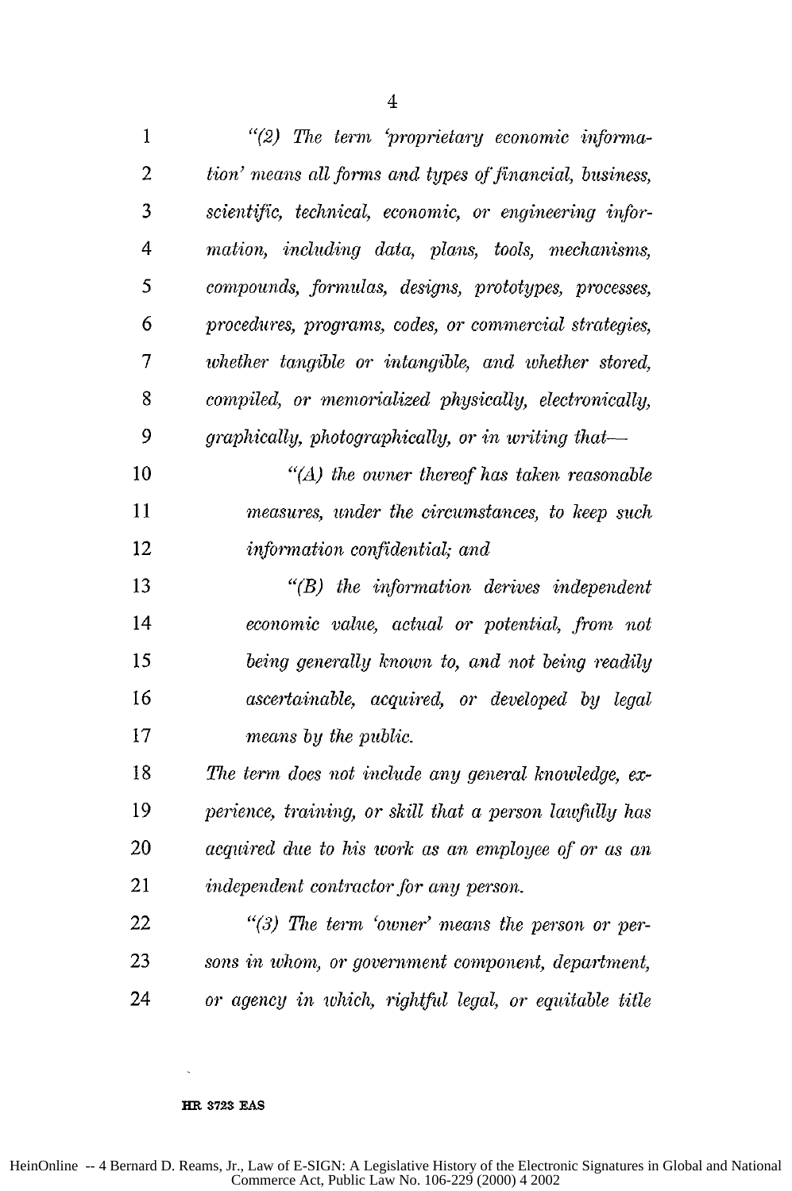*"(2) The term 'proprietary economic information' means all forms and types of financial, business, scientific, technical, economic, or engineering information, including data, plans, tools, mechanisms, compounds, formulas, designs, prototypes, processes, procedures, programs, codes, or commercial strategies, whether tangible or intangible, and whether stored, compiled, or memorialized physically, electronically, graphically, photographically, or in writing that—*

*"(A) the owner thereof has taken reasonable measures, under the circumstances, to keep such information confidential; and*

*"(B) the information derives independent economic value, actual or potential, from not being generally known to, and not being readily ascertainable, acquired, or developed by legal means by the public.*

*The term does not include any general knowledge, experience, training, or skill that a person lawfully has acquired due to his work as an employee of or as an independent contractor for any person.*

*"(3) The term 'owner' means the person or persons in whom, or government component, department, or agency in which, rightful legal, or equitable title*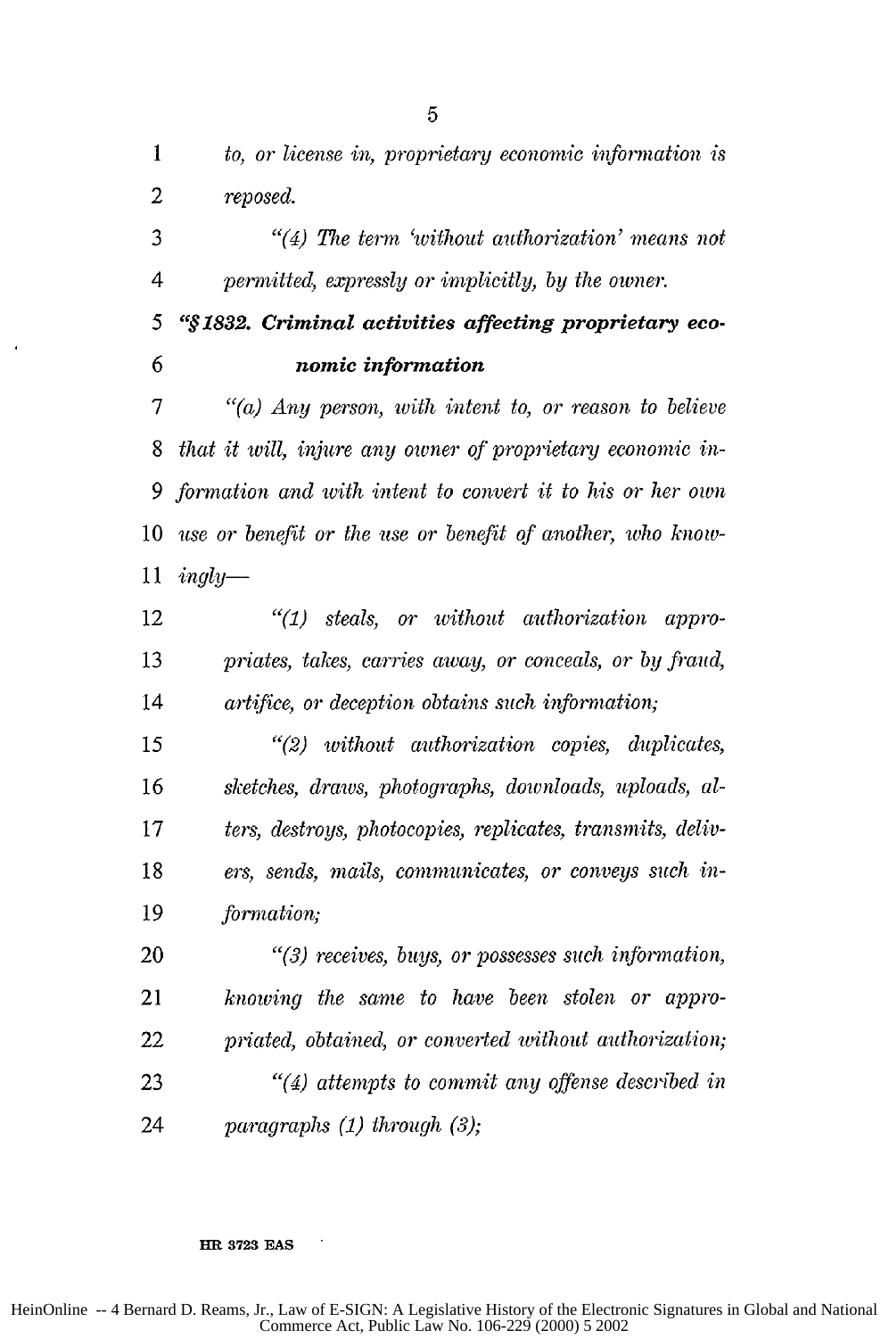*to, or license in, proprietary economic information is reposed.*

*"(4) The term 'without authorization' means not permitted, expressly or implicitly, by the owner.*

### "§1832. Criminal activities affecting proprietary economic information

*"(a) Any person, with intent to, or reason to believe that it will, injure any owner of proprietary economic information and with intent to convert it to his or her own use or benefit or the use or benefit of another, who knowingly—*

*"(1) steals, or without authorization appropriates, takes, carries away, or conceals, or by fraud, artifice, or deception obtains such information;*

*"(2) without authorization copies, duplicates, sketches, draws, photographs, downloads, uploads, alters, destroys, photocopies, replicates, transmits, delivers, sends, mails, communicates, or conveys such information;*

*"(3) receives, buys, or possesses such information, knowing the same to have been stolen or appropriated, obtained, or converted without authorization;*

*"(4) attempts to commit any offense described in paragraphs (1) through (3);*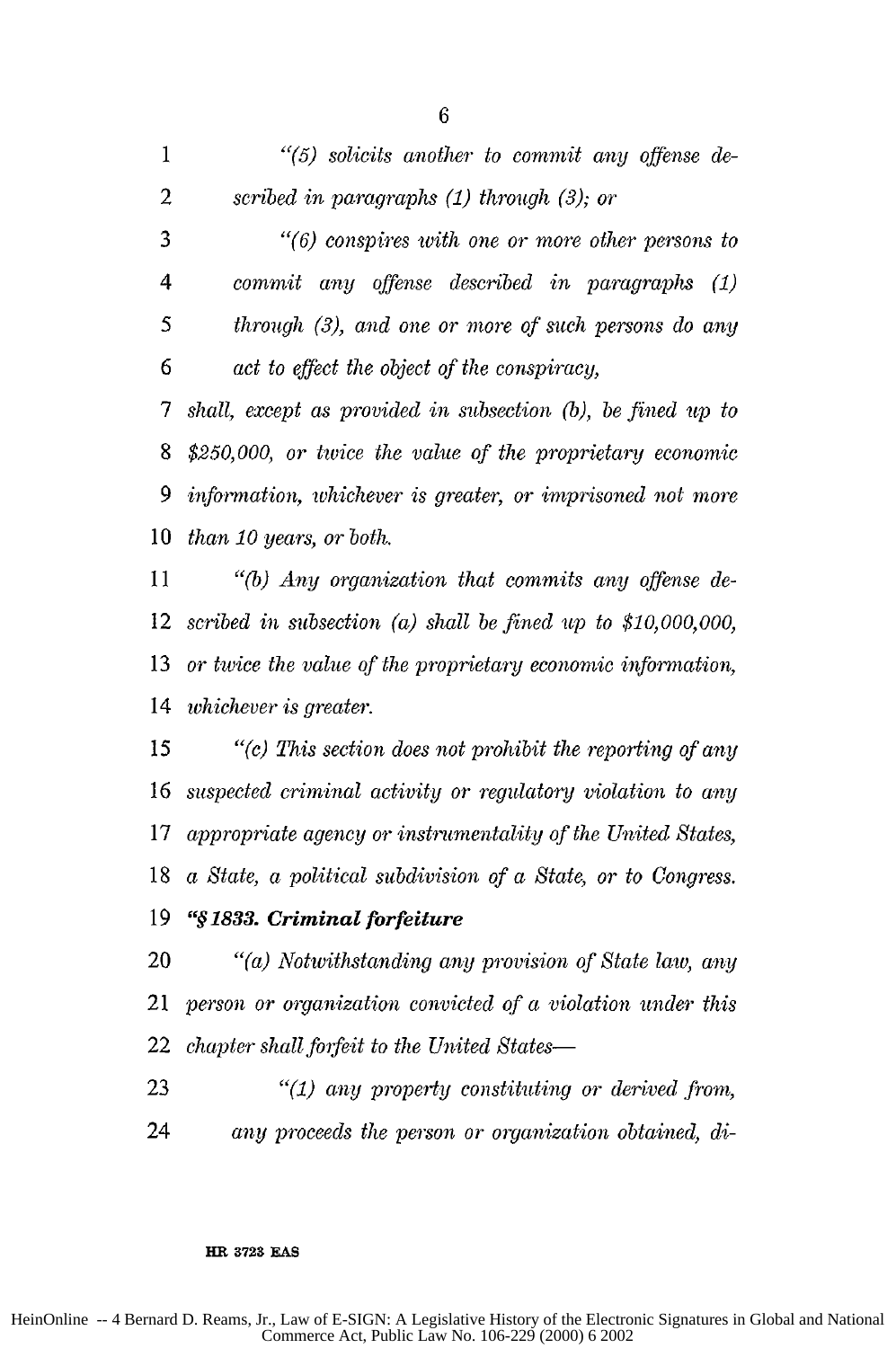*"(5) solicits another to commit any offense described in paragraphs (1) through (3); or*

*"(6) conspires with one or more other persons to commit any offense described in paragraphs (1) through (3), and one or more of such persons do any act to effect the object of the conspiracy,*

*shall, except as provided in subsection (b), be fined up to $250,000, or twice the value of the proprietary economic information, whichever is greater, or imprisoned not more than 10 years, or both.*

*"(b) Any organization that commits any offense described in subsection (a) shall be fined up to $10,000,000, or twice the value of the proprietary economic information, whichever is greater.*

*"(c) This section does not prohibit the reporting of any suspected criminal activity or regulatory violation to any appropriate agency or instrumentality of the United States, a State, a political subdivision of a State, or to Congress.*

***"§ 1833. Criminal forfeiture***

*"(a) Notwithstanding any provision of State law, any person or organization convicted of a violation under this chapter shall forfeit to the United States—*

*"(1) any property constituting or derived from, any proceeds the person or organization obtained, di-*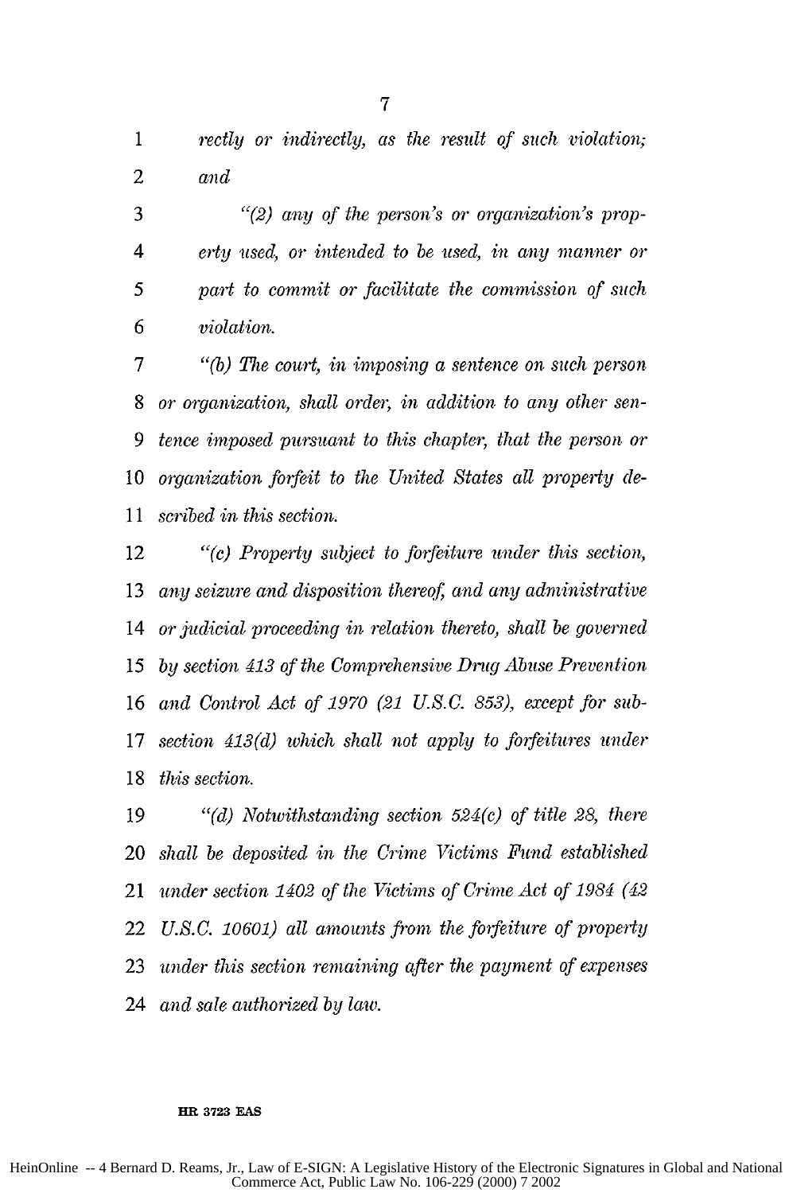*rectly or indirectly, as the result of such violation; and*

*"(2) any of the person's or organization's property used, or intended to be used, in any manner or part to commit or facilitate the commission of such violation.*

*"(b) The court, in imposing a sentence on such person or organization, shall order, in addition to any other sentence imposed pursuant to this chapter, that the person or organization forfeit to the United States all property described in this section.*

*"(c) Property subject to forfeiture under this section, any seizure and disposition thereof, and any administrative or judicial proceeding in relation thereto, shall be governed by section 413 of the Comprehensive Drug Abuse Prevention and Control Act of 1970 (21 U.S.C. 853), except for subsection 413(d) which shall not apply to forfeitures under this section.*

*"(d) Notwithstanding section 524(c) of title 28, there shall be deposited in the Crime Victims Fund established under section 1402 of the Victims of Crime Act of 1984 (42 U.S.C. 10601) all amounts from the forfeiture of property under this section remaining after the payment of expenses and sale authorized by law.*

**HR 3723 EAS**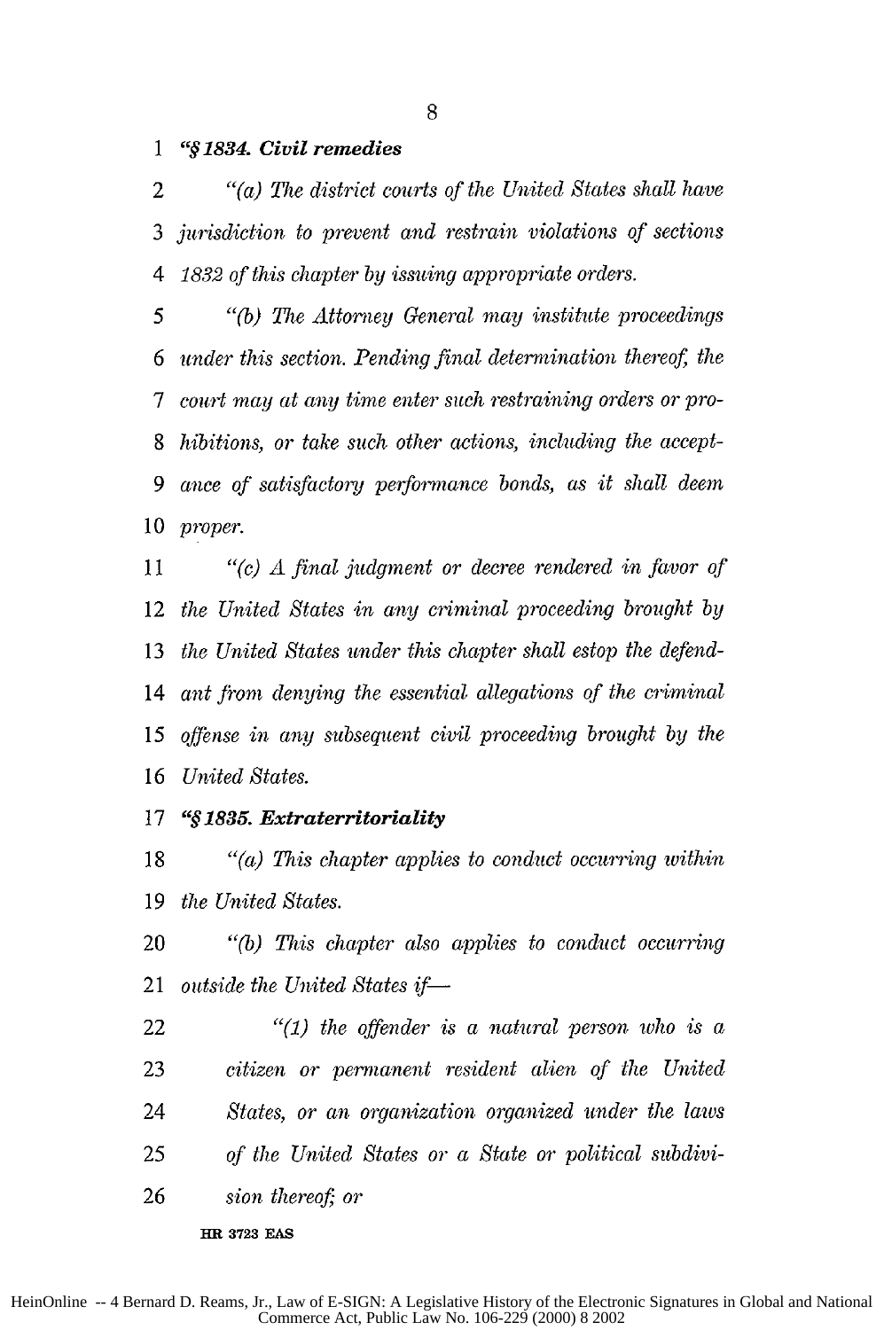***"§ 1834. Civil remedies***

*"(a) The district courts of the United States shall have jurisdiction to prevent and restrain violations of sections 1832 of this chapter by issuing appropriate orders.*

*"(b) The Attorney General may institute proceedings under this section. Pending final determination thereof, the court may at any time enter such restraining orders or prohibitions, or take such other actions, including the acceptance of satisfactory performance bonds, as it shall deem proper.*

*"(c) A final judgment or decree rendered in favor of the United States in any criminal proceeding brought by the United States under this chapter shall estop the defendant from denying the essential allegations of the criminal offense in any subsequent civil proceeding brought by the United States.*

***"§ 1835. Extraterritoriality***

*"(a) This chapter applies to conduct occurring within the United States.*

*"(b) This chapter also applies to conduct occurring outside the United States if—*

*"(1) the offender is a natural person who is a citizen or permanent resident alien of the United States, or an organization organized under the laws of the United States or a State or political subdivision thereof; or*

**HR 3723 EAS**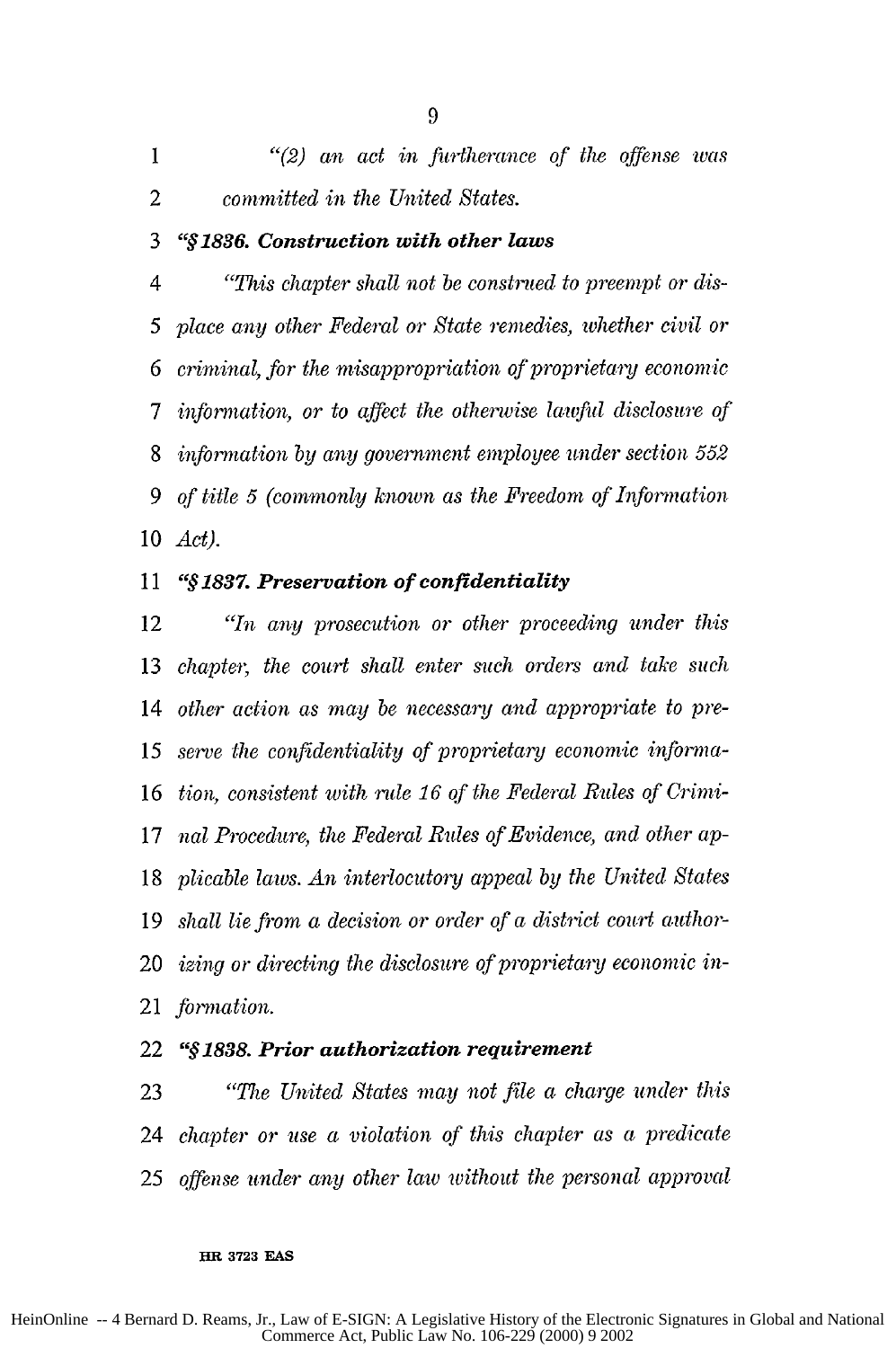*"(2) an act in furtherance of the offense was committed in the United States.*

***"§1836. Construction with other laws***

*"This chapter shall not be construed to preempt or displace any other Federal or State remedies, whether civil or criminal, for the misappropriation of proprietary economic information, or to affect the otherwise lawful disclosure of information by any government employee under section 552 of title 5 (commonly known as the Freedom of Information Act).*

***"§1837. Preservation of confidentiality***

*"In any prosecution or other proceeding under this chapter, the court shall enter such orders and take such other action as may be necessary and appropriate to preserve the confidentiality of proprietary economic information, consistent with rule 16 of the Federal Rules of Criminal Procedure, the Federal Rules of Evidence, and other applicable laws. An interlocutory appeal by the United States shall lie from a decision or order of a district court authorizing or directing the disclosure of proprietary economic information.*

***"§1838. Prior authorization requirement***

*"The United States may not file a charge under this chapter or use a violation of this chapter as a predicate offense under any other law without the personal approval*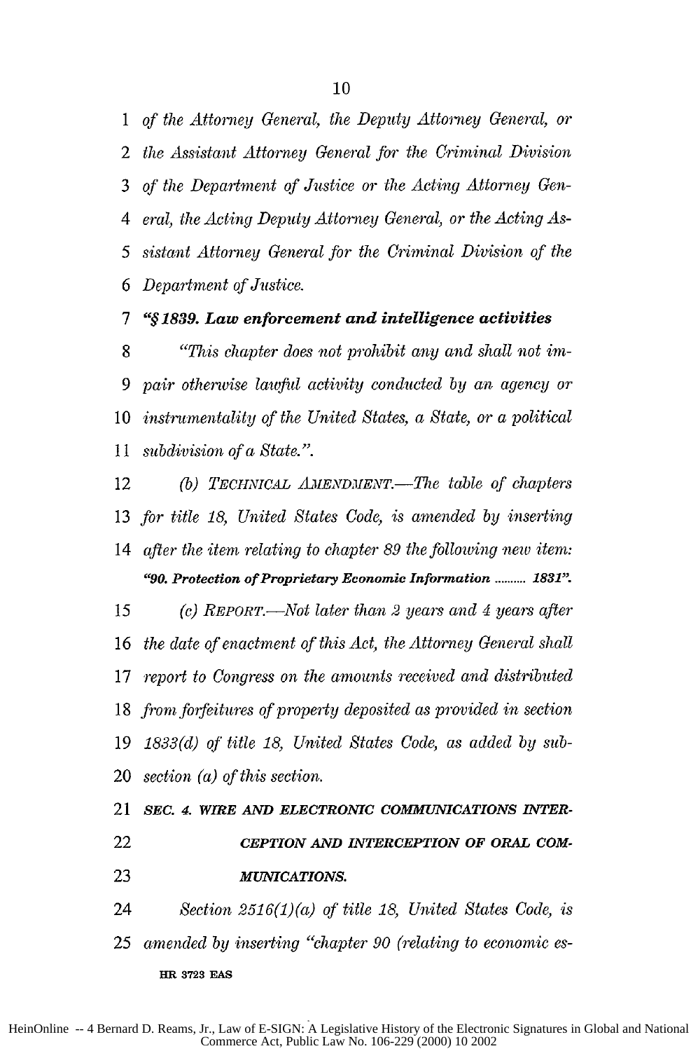*of the Attorney General, the Deputy Attorney General, or the Assistant Attorney General for the Criminal Division of the Department of Justice or the Acting Attorney General, the Acting Deputy Attorney General, or the Acting Assistant Attorney General for the Criminal Division of the Department of Justice.*

***"§ 1839. Law enforcement and intelligence activities***

*"This chapter does not prohibit any and shall not impair otherwise lawful activity conducted by an agency or instrumentality of the United States, a State, or a political subdivision of a State.".*

*(b) TECHNICAL AMENDMENT.—The table of chapters for title 18, United States Code, is amended by inserting after the item relating to chapter 89 the following new item:*

***"90. Protection of Proprietary Economic Information .......... 1831".***

*(c) REPORT.—Not later than 2 years and 4 years after the date of enactment of this Act, the Attorney General shall report to Congress on the amounts received and distributed from forfeitures of property deposited as provided in section 1833(d) of title 18, United States Code, as added by subsection (a) of this section.*

***SEC. 4. WIRE AND ELECTRONIC COMMUNICATIONS INTERCEPTION AND INTERCEPTION OF ORAL COMMUNICATIONS.***

*Section 2516(1)(a) of title 18, United States Code, is amended by inserting "chapter 90 (relating to economic es-*

**HR 3723 EAS**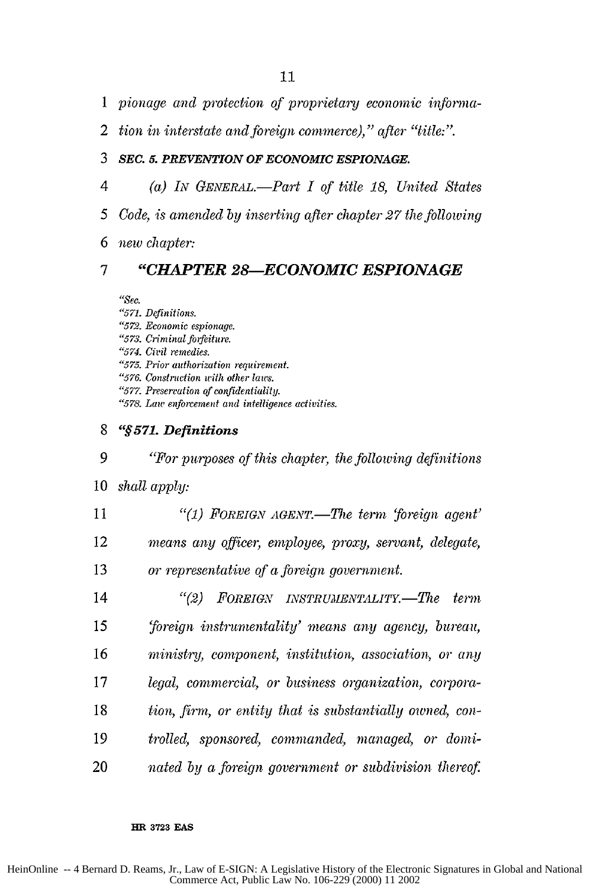*pionage and protection of proprietary economic information in interstate and foreign commerce),” after “title:”.*

***SEC. 5. PREVENTION OF ECONOMIC ESPIONAGE.***

*(a) IN GENERAL.—Part I of title 18, United States Code, is amended by inserting after chapter 27 the following new chapter:*

## *“CHAPTER 28—ECONOMIC ESPIONAGE*

*“Sec.*
*“571. Definitions.*
*“572. Economic espionage.*
*“573. Criminal forfeiture.*
*“574. Civil remedies.*
*“575. Prior authorization requirement.*
*“576. Construction with other laws.*
*“577. Preservation of confidentiality.*
*“578. Law enforcement and intelligence activities.*

### ***“§ 571. Definitions***

*“For purposes of this chapter, the following definitions shall apply:*

*“(1) FOREIGN AGENT.—The term ‘foreign agent’ means any officer, employee, proxy, servant, delegate, or representative of a foreign government.*

*“(2) FOREIGN INSTRUMENTALITY.—The term ‘foreign instrumentality’ means any agency, bureau, ministry, component, institution, association, or any legal, commercial, or business organization, corporation, firm, or entity that is substantially owned, controlled, sponsored, commanded, managed, or dominated by a foreign government or subdivision thereof.*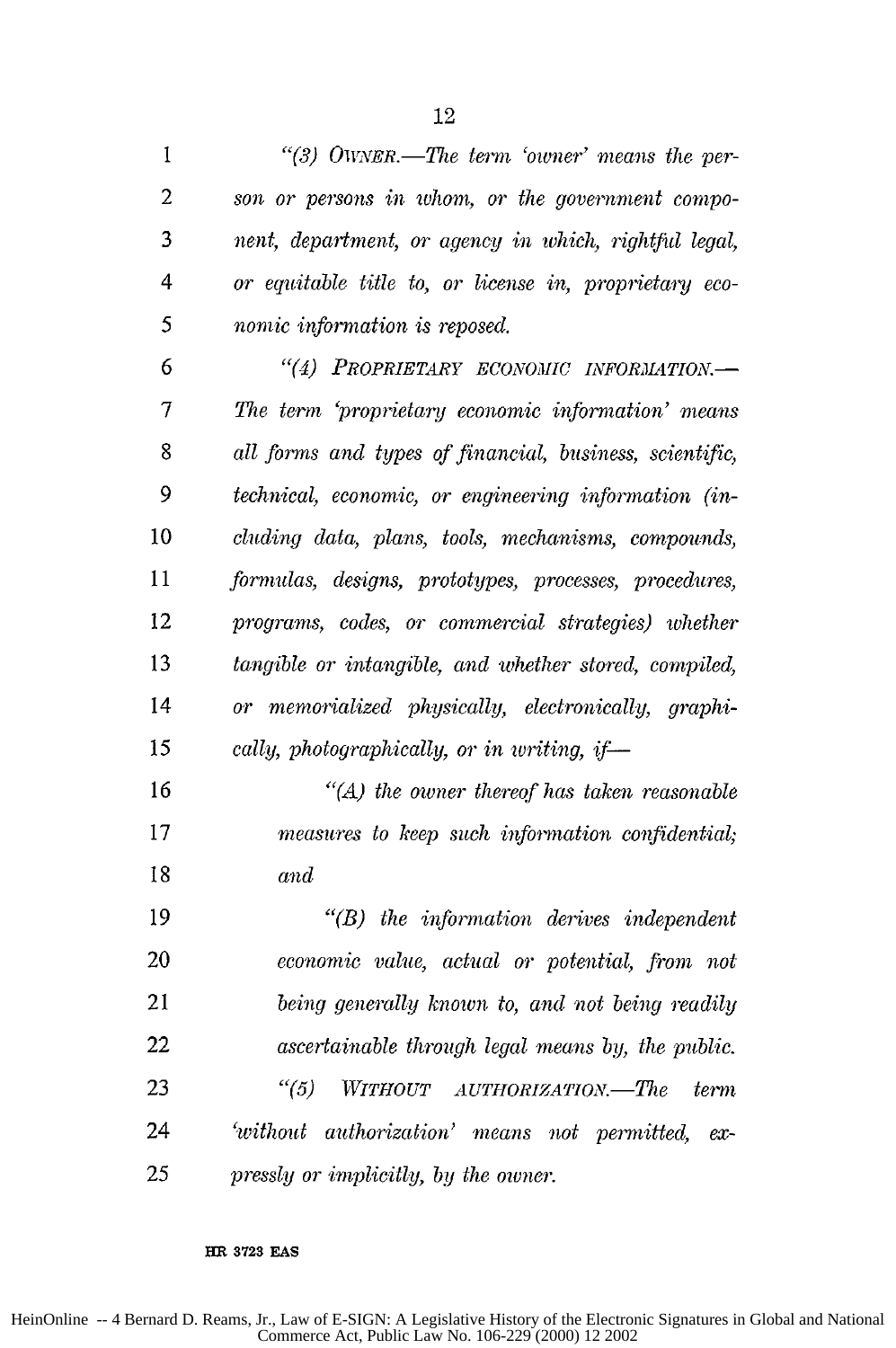*"(3) OWNER.—The term 'owner' means the person or persons in whom, or the government component, department, or agency in which, rightful legal, or equitable title to, or license in, proprietary economic information is reposed.*

*"(4) PROPRIETARY ECONOMIC INFORMATION.—The term 'proprietary economic information' means all forms and types of financial, business, scientific, technical, economic, or engineering information (including data, plans, tools, mechanisms, compounds, formulas, designs, prototypes, processes, procedures, programs, codes, or commercial strategies) whether tangible or intangible, and whether stored, compiled, or memorialized physically, electronically, graphically, photographically, or in writing, if—*

*"(A) the owner thereof has taken reasonable measures to keep such information confidential; and*

*"(B) the information derives independent economic value, actual or potential, from not being generally known to, and not being readily ascertainable through legal means by, the public.*

*"(5) WITHOUT AUTHORIZATION.—The term 'without authorization' means not permitted, expressly or implicitly, by the owner.*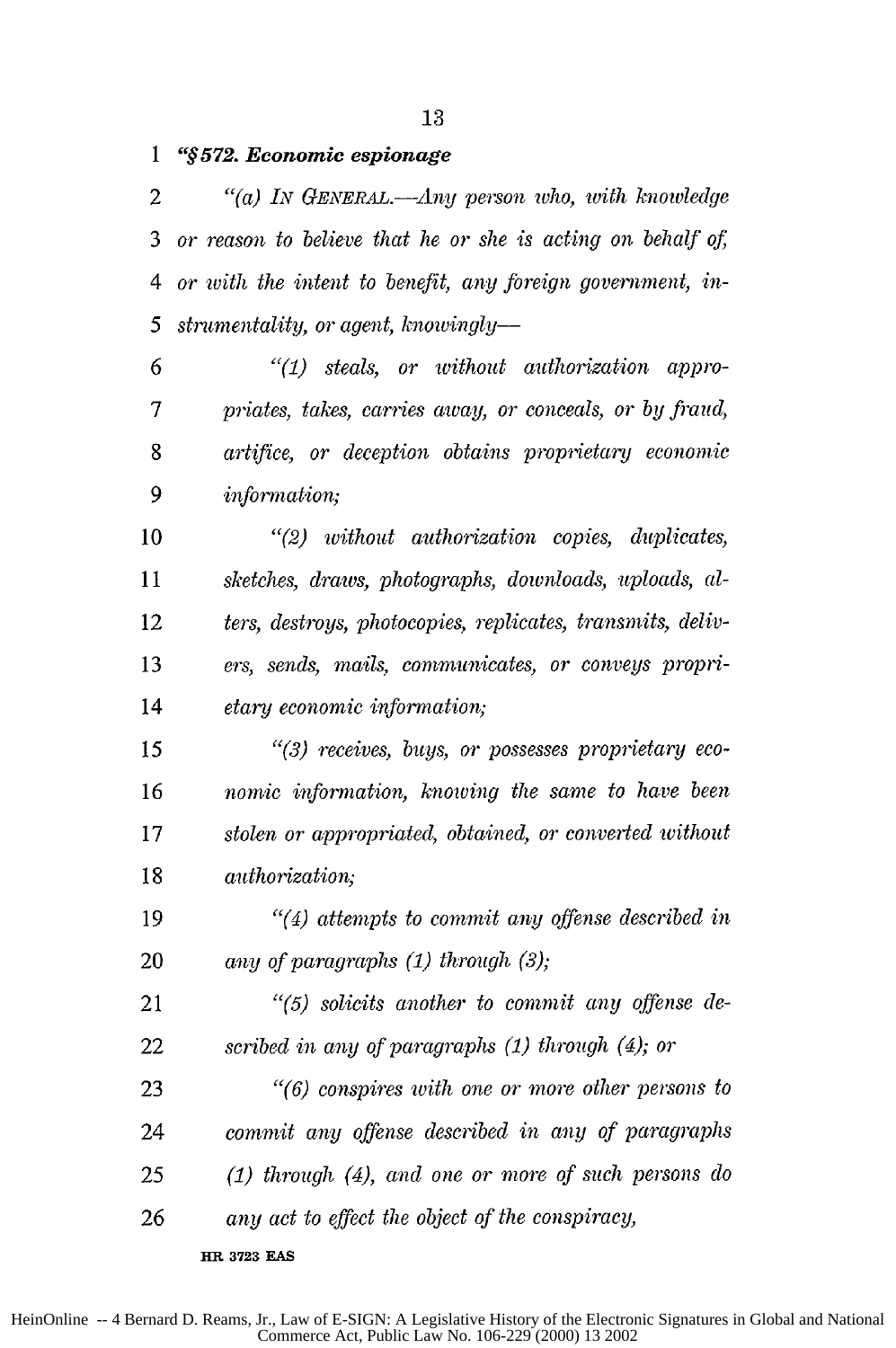*"§ 572. Economic espionage*

*"(a) In General.—Any person who, with knowledge or reason to believe that he or she is acting on behalf of, or with the intent to benefit, any foreign government, instrumentality, or agent, knowingly—*

*"(1) steals, or without authorization appropriates, takes, carries away, or conceals, or by fraud, artifice, or deception obtains proprietary economic information;*

*"(2) without authorization copies, duplicates, sketches, draws, photographs, downloads, uploads, alters, destroys, photocopies, replicates, transmits, delivers, sends, mails, communicates, or conveys proprietary economic information;*

*"(3) receives, buys, or possesses proprietary economic information, knowing the same to have been stolen or appropriated, obtained, or converted without authorization;*

*"(4) attempts to commit any offense described in any of paragraphs (1) through (3);*

*"(5) solicits another to commit any offense described in any of paragraphs (1) through (4); or*

*"(6) conspires with one or more other persons to commit any offense described in any of paragraphs (1) through (4), and one or more of such persons do any act to effect the object of the conspiracy,*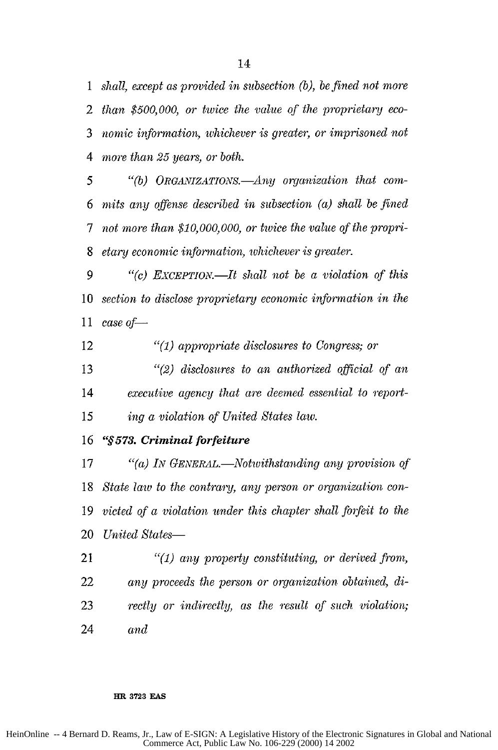*shall, except as provided in subsection (b), be fined not more than $500,000, or twice the value of the proprietary economic information, whichever is greater, or imprisoned not more than 25 years, or both.*

*"(b) ORGANIZATIONS.—Any organization that commits any offense described in subsection (a) shall be fined not more than $10,000,000, or twice the value of the proprietary economic information, whichever is greater.*

*"(c) EXCEPTION.—It shall not be a violation of this section to disclose proprietary economic information in the case of—*

*"(1) appropriate disclosures to Congress; or*

*"(2) disclosures to an authorized official of an executive agency that are deemed essential to reporting a violation of United States law.*

***"§ 573. Criminal forfeiture***

*"(a) IN GENERAL.—Notwithstanding any provision of State law to the contrary, any person or organization convicted of a violation under this chapter shall forfeit to the United States—*

*"(1) any property constituting, or derived from, any proceeds the person or organization obtained, directly or indirectly, as the result of such violation; and*

**HR 3723 EAS**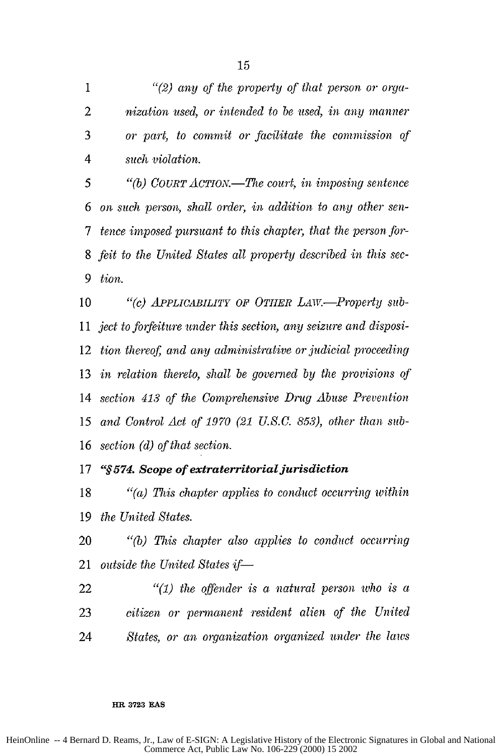*"(2) any of the property of that person or organization used, or intended to be used, in any manner or part, to commit or facilitate the commission of such violation.*

*"(b) COURT ACTION.—The court, in imposing sentence on such person, shall order, in addition to any other sentence imposed pursuant to this chapter, that the person forfeit to the United States all property described in this section.*

*"(c) APPLICABILITY OF OTHER LAW.—Property subject to forfeiture under this section, any seizure and disposition thereof, and any administrative or judicial proceeding in relation thereto, shall be governed by the provisions of section 413 of the Comprehensive Drug Abuse Prevention and Control Act of 1970 (21 U.S.C. 853), other than subsection (d) of that section.*

***"§ 574. Scope of extraterritorial jurisdiction***

*"(a) This chapter applies to conduct occurring within the United States.*

*"(b) This chapter also applies to conduct occurring outside the United States if—*

*"(1) the offender is a natural person who is a citizen or permanent resident alien of the United States, or an organization organized under the laws*

HR 3723 EAS

HeinOnline -- 4 Bernard D. Reams, Jr., Law of E-SIGN: A Legislative History of the Electronic Signatures in Global and National Commerce Act, Public Law No. 106-229 (2000) 15 2002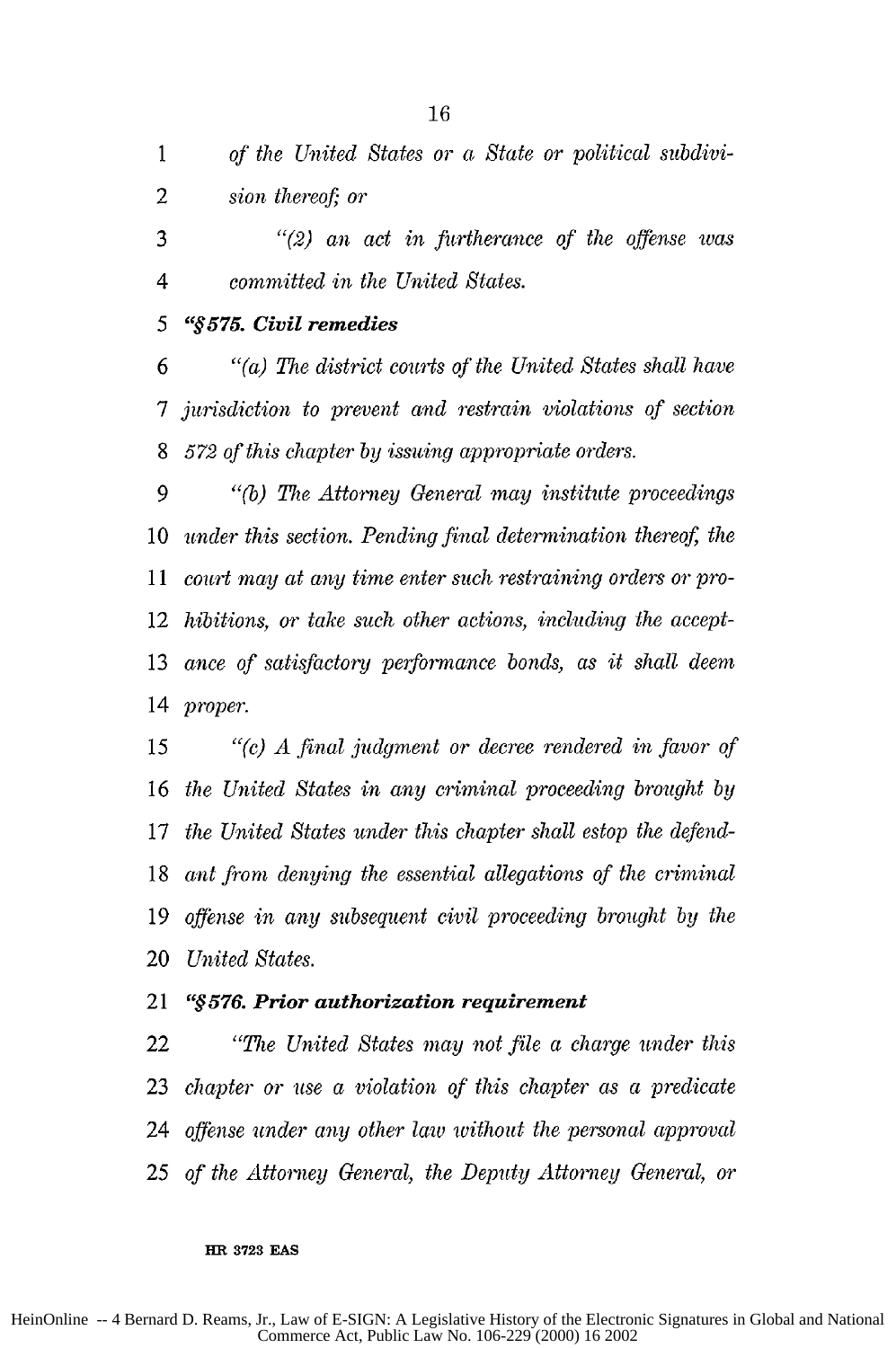*of the United States or a State or political subdivision thereof; or*

*"(2) an act in furtherance of the offense was committed in the United States.*

***"§575. Civil remedies***

*"(a) The district courts of the United States shall have jurisdiction to prevent and restrain violations of section 572 of this chapter by issuing appropriate orders.*

*"(b) The Attorney General may institute proceedings under this section. Pending final determination thereof, the court may at any time enter such restraining orders or prohibitions, or take such other actions, including the acceptance of satisfactory performance bonds, as it shall deem proper.*

*"(c) A final judgment or decree rendered in favor of the United States in any criminal proceeding brought by the United States under this chapter shall estop the defendant from denying the essential allegations of the criminal offense in any subsequent civil proceeding brought by the United States.*

***"§576. Prior authorization requirement***

*"The United States may not file a charge under this chapter or use a violation of this chapter as a predicate offense under any other law without the personal approval of the Attorney General, the Deputy Attorney General, or*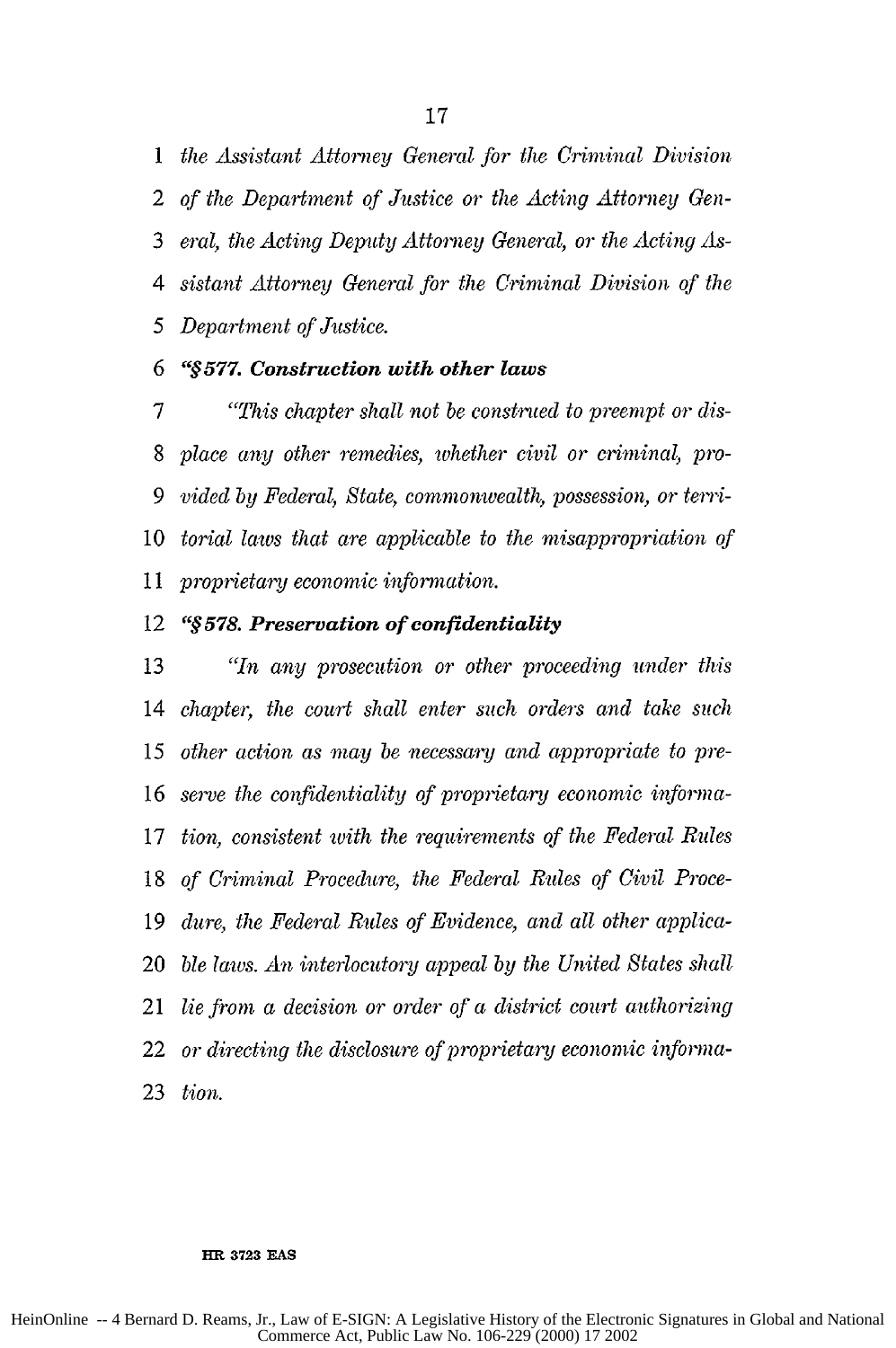*the Assistant Attorney General for the Criminal Division of the Department of Justice or the Acting Attorney General, the Acting Deputy Attorney General, or the Acting Assistant Attorney General for the Criminal Division of the Department of Justice.*

***"§577. Construction with other laws***

*"This chapter shall not be construed to preempt or displace any other remedies, whether civil or criminal, provided by Federal, State, commonwealth, possession, or territorial laws that are applicable to the misappropriation of proprietary economic information.*

***"§578. Preservation of confidentiality***

*"In any prosecution or other proceeding under this chapter, the court shall enter such orders and take such other action as may be necessary and appropriate to preserve the confidentiality of proprietary economic information, consistent with the requirements of the Federal Rules of Criminal Procedure, the Federal Rules of Civil Procedure, the Federal Rules of Evidence, and all other applicable laws. An interlocutory appeal by the United States shall lie from a decision or order of a district court authorizing or directing the disclosure of proprietary economic information.*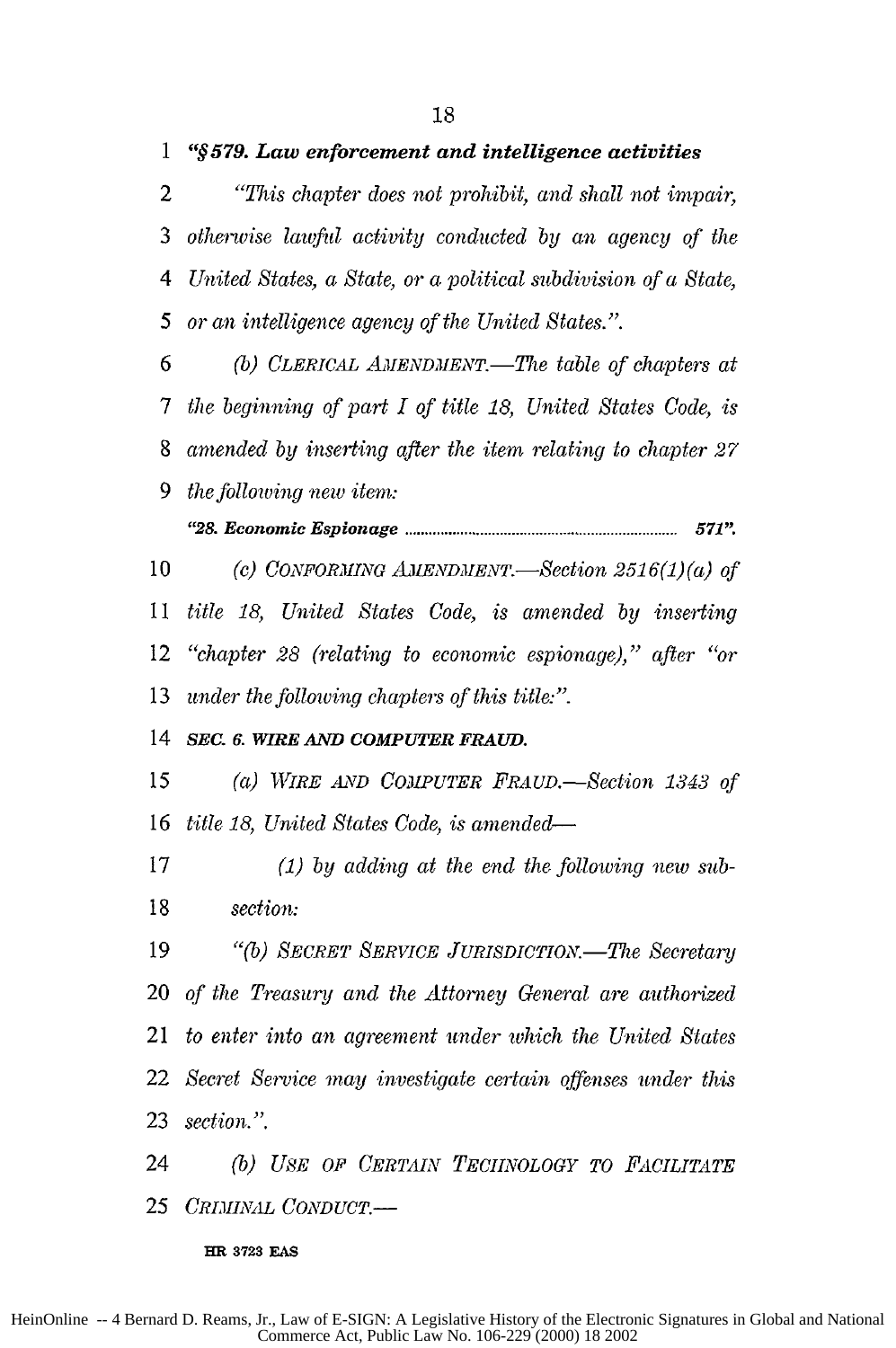*"§579. Law enforcement and intelligence activities*

*"This chapter does not prohibit, and shall not impair, otherwise lawful activity conducted by an agency of the United States, a State, or a political subdivision of a State, or an intelligence agency of the United States.".*

*(b) CLERICAL AMENDMENT.—The table of chapters at the beginning of part I of title 18, United States Code, is amended by inserting after the item relating to chapter 27 the following new item:*

*"28. Economic Espionage ........................................................................ 571".*

*(c) CONFORMING AMENDMENT.—Section 2516(1)(a) of title 18, United States Code, is amended by inserting "chapter 28 (relating to economic espionage)," after "or under the following chapters of this title:".*

***SEC. 6. WIRE AND COMPUTER FRAUD.***

*(a) WIRE AND COMPUTER FRAUD.—Section 1343 of title 18, United States Code, is amended—*

*(1) by adding at the end the following new subsection:*

*"(b) SECRET SERVICE JURISDICTION.—The Secretary of the Treasury and the Attorney General are authorized to enter into an agreement under which the United States Secret Service may investigate certain offenses under this section.".*

*(b) USE OF CERTAIN TECHNOLOGY TO FACILITATE CRIMINAL CONDUCT.—*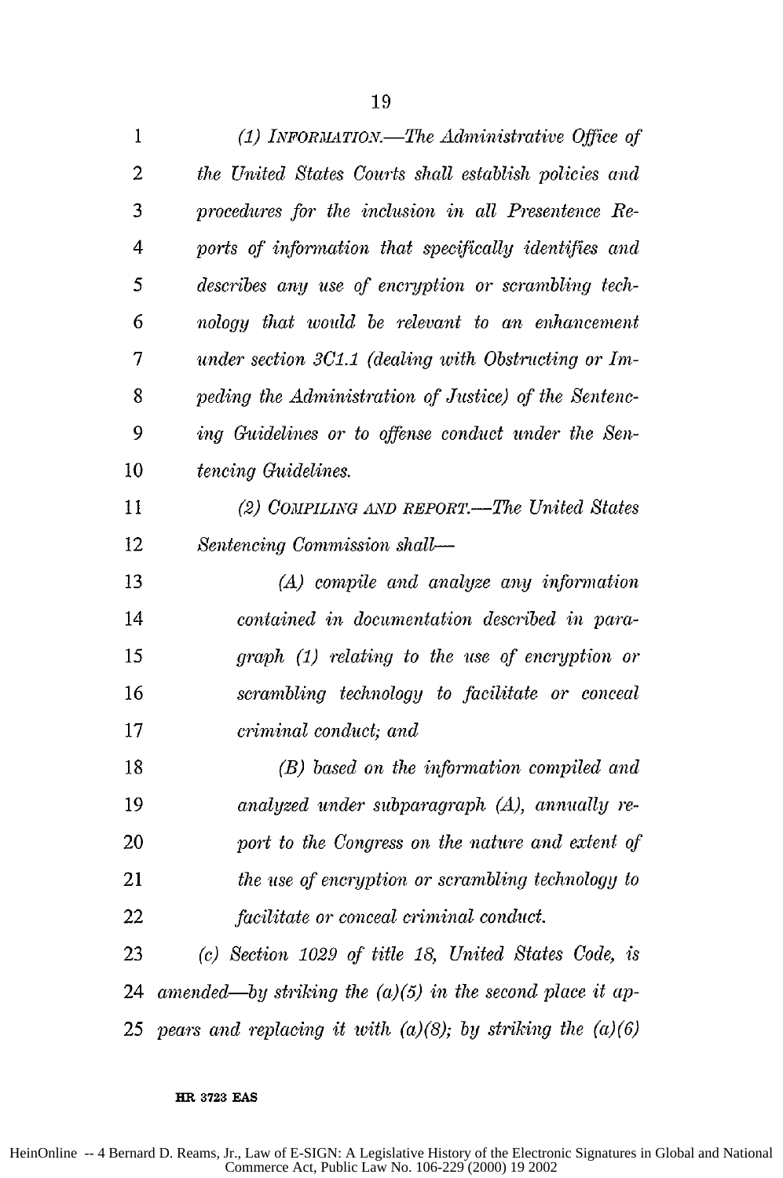*(1) INFORMATION.—The Administrative Office of the United States Courts shall establish policies and procedures for the inclusion in all Presentence Reports of information that specifically identifies and describes any use of encryption or scrambling technology that would be relevant to an enhancement under section 3C1.1 (dealing with Obstructing or Impeding the Administration of Justice) of the Sentencing Guidelines or to offense conduct under the Sentencing Guidelines.*

*(2) COMPILING AND REPORT.—The United States Sentencing Commission shall—*

*(A) compile and analyze any information contained in documentation described in paragraph (1) relating to the use of encryption or scrambling technology to facilitate or conceal criminal conduct; and*

*(B) based on the information compiled and analyzed under subparagraph (A), annually report to the Congress on the nature and extent of the use of encryption or scrambling technology to facilitate or conceal criminal conduct.*

*(c) Section 1029 of title 18, United States Code, is amended—by striking the (a)(5) in the second place it appears and replacing it with (a)(8); by striking the (a)(6)*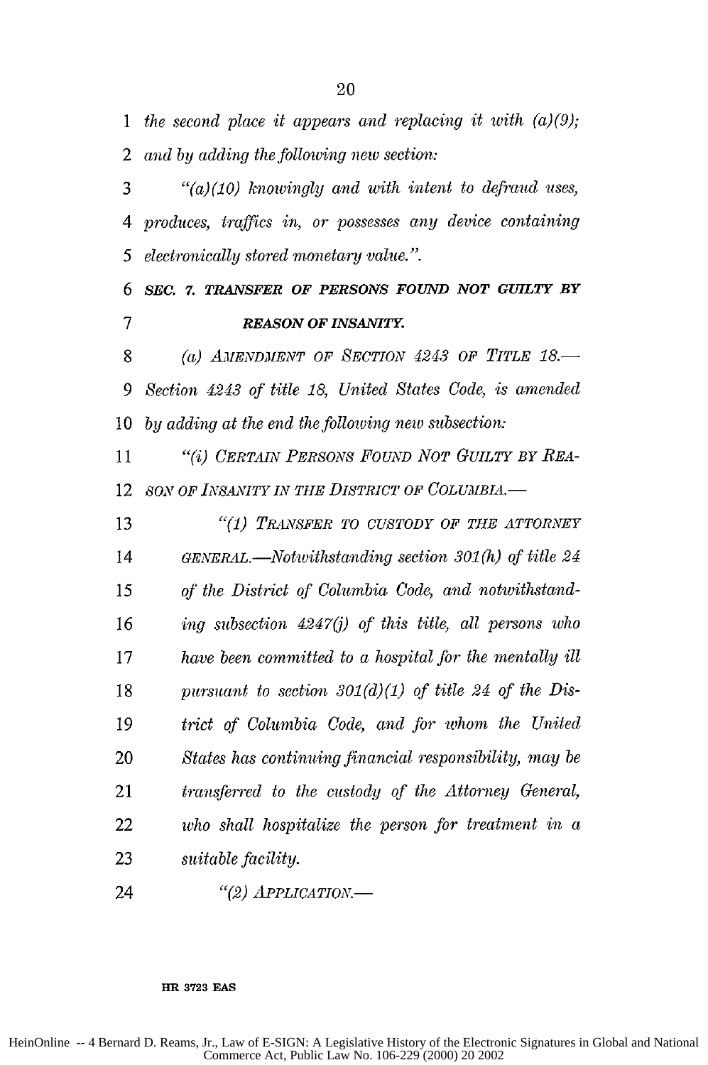*the second place it appears and replacing it with (a)(9); and by adding the following new section:*

*"(a)(10) knowingly and with intent to defraud uses, produces, traffics in, or possesses any device containing electronically stored monetary value.".*

***SEC. 7. TRANSFER OF PERSONS FOUND NOT GUILTY BY REASON OF INSANITY.***

*(a) AMENDMENT OF SECTION 4243 OF TITLE 18.—Section 4243 of title 18, United States Code, is amended by adding at the end the following new subsection:*

*"(i) CERTAIN PERSONS FOUND NOT GUILTY BY REASON OF INSANITY IN THE DISTRICT OF COLUMBIA.—*

*"(1) TRANSFER TO CUSTODY OF THE ATTORNEY GENERAL.—Notwithstanding section 301(h) of title 24 of the District of Columbia Code, and notwithstanding subsection 4247(j) of this title, all persons who have been committed to a hospital for the mentally ill pursuant to section 301(d)(1) of title 24 of the District of Columbia Code, and for whom the United States has continuing financial responsibility, may be transferred to the custody of the Attorney General, who shall hospitalize the person for treatment in a suitable facility.*

*"(2) APPLICATION.—*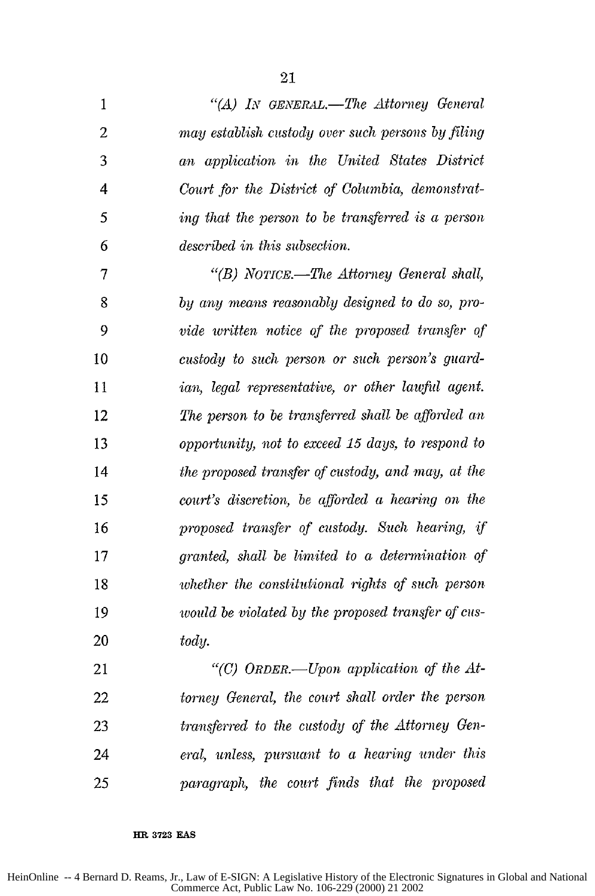"(A) IN GENERAL.—*The Attorney General may establish custody over such persons by filing an application in the United States District Court for the District of Columbia, demonstrating that the person to be transferred is a person described in this subsection.*

"(B) NOTICE.—*The Attorney General shall, by any means reasonably designed to do so, provide written notice of the proposed transfer of custody to such person or such person's guardian, legal representative, or other lawful agent. The person to be transferred shall be afforded an opportunity, not to exceed 15 days, to respond to the proposed transfer of custody, and may, at the court's discretion, be afforded a hearing on the proposed transfer of custody. Such hearing, if granted, shall be limited to a determination of whether the constitutional rights of such person would be violated by the proposed transfer of custody.*

"(C) ORDER.—*Upon application of the Attorney General, the court shall order the person transferred to the custody of the Attorney General, unless, pursuant to a hearing under this paragraph, the court finds that the proposed*

**HR 3723 EAS**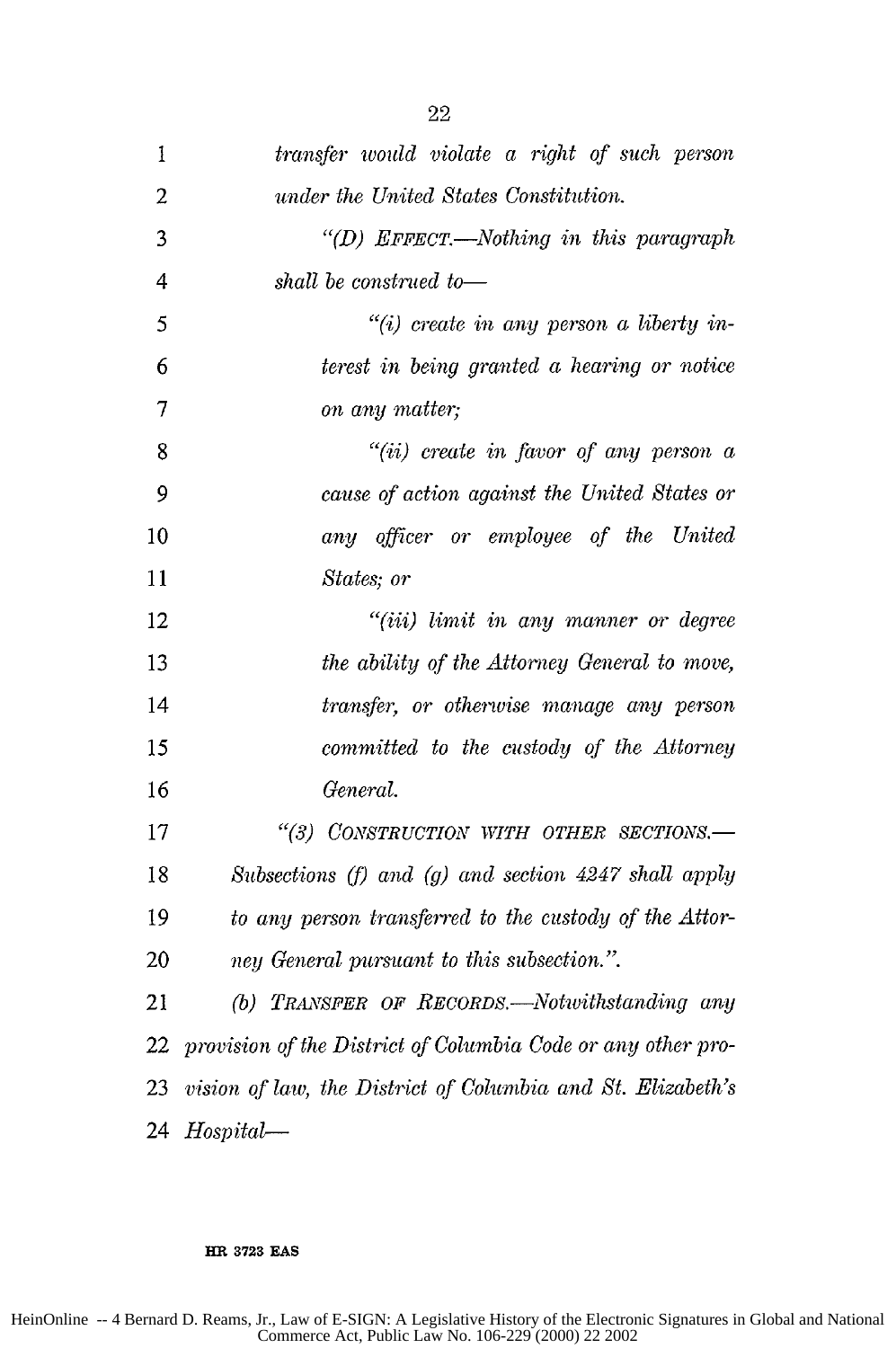*transfer would violate a right of such person under the United States Constitution.*

*"(D) EFFECT.—Nothing in this paragraph shall be construed to—*

*"(i) create in any person a liberty interest in being granted a hearing or notice on any matter;*

*"(ii) create in favor of any person a cause of action against the United States or any officer or employee of the United States; or*

*"(iii) limit in any manner or degree the ability of the Attorney General to move, transfer, or otherwise manage any person committed to the custody of the Attorney General.*

*"(3) CONSTRUCTION WITH OTHER SECTIONS.—Subsections (f) and (g) and section 4247 shall apply to any person transferred to the custody of the Attorney General pursuant to this subsection.".*

*(b) TRANSFER OF RECORDS.—Notwithstanding any provision of the District of Columbia Code or any other provision of law, the District of Columbia and St. Elizabeth's Hospital—*

HR 3723 EAS

HeinOnline -- 4 Bernard D. Reams, Jr., Law of E-SIGN: A Legislative History of the Electronic Signatures in Global and National Commerce Act, Public Law No. 106-229 (2000) 22 2002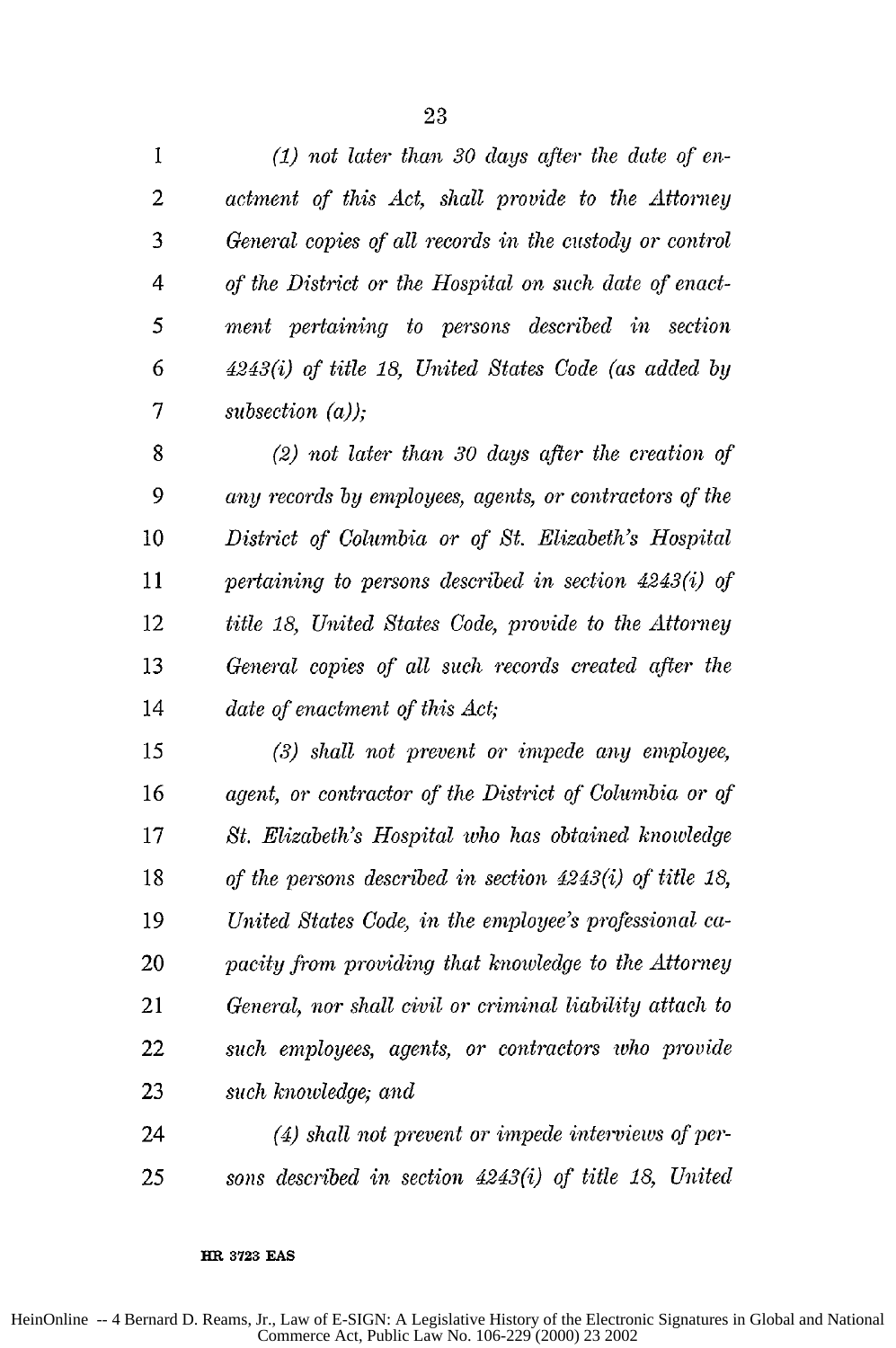*(1) not later than 30 days after the date of enactment of this Act, shall provide to the Attorney General copies of all records in the custody or control of the District or the Hospital on such date of enactment pertaining to persons described in section 4243(i) of title 18, United States Code (as added by subsection (a));*

*(2) not later than 30 days after the creation of any records by employees, agents, or contractors of the District of Columbia or of St. Elizabeth's Hospital pertaining to persons described in section 4243(i) of title 18, United States Code, provide to the Attorney General copies of all such records created after the date of enactment of this Act;*

*(3) shall not prevent or impede any employee, agent, or contractor of the District of Columbia or of St. Elizabeth's Hospital who has obtained knowledge of the persons described in section 4243(i) of title 18, United States Code, in the employee's professional capacity from providing that knowledge to the Attorney General, nor shall civil or criminal liability attach to such employees, agents, or contractors who provide such knowledge; and*

*(4) shall not prevent or impede interviews of persons described in section 4243(i) of title 18, United*

**HR 3723 EAS**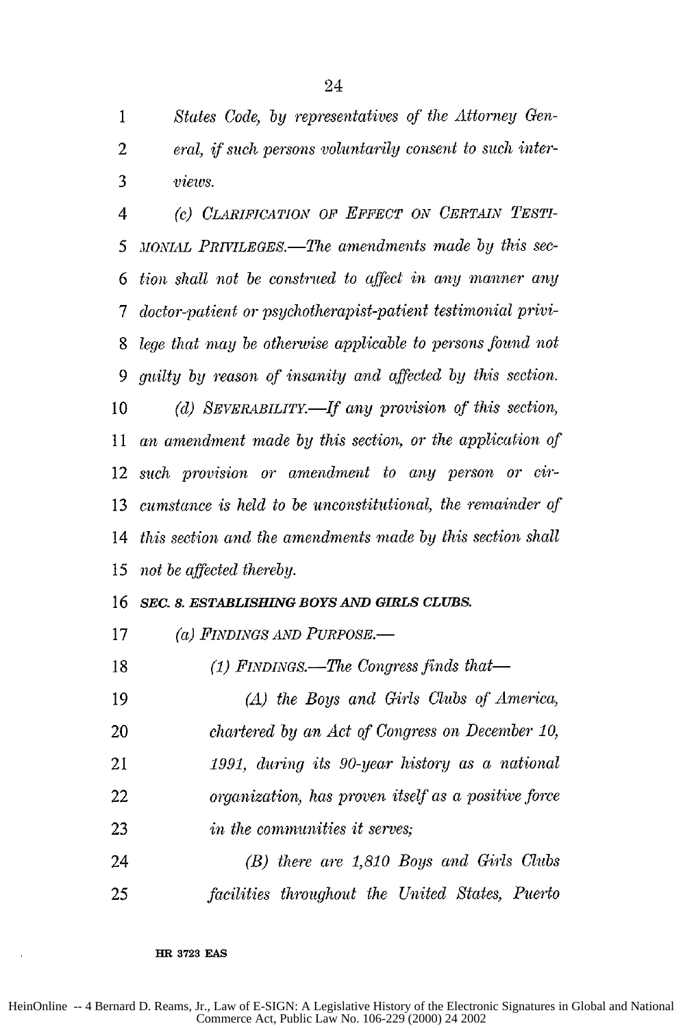*States Code, by representatives of the Attorney General, if such persons voluntarily consent to such interviews.*

*(c) CLARIFICATION OF EFFECT ON CERTAIN TESTIMONIAL PRIVILEGES.—The amendments made by this section shall not be construed to affect in any manner any doctor-patient or psychotherapist-patient testimonial privilege that may be otherwise applicable to persons found not guilty by reason of insanity and affected by this section.*

*(d) SEVERABILITY.—If any provision of this section, an amendment made by this section, or the application of such provision or amendment to any person or circumstance is held to be unconstitutional, the remainder of this section and the amendments made by this section shall not be affected thereby.*

***SEC. 8. ESTABLISHING BOYS AND GIRLS CLUBS.***

*(a) FINDINGS AND PURPOSE.—*

*(1) FINDINGS.—The Congress finds that—*

*(A) the Boys and Girls Clubs of America, chartered by an Act of Congress on December 10, 1991, during its 90-year history as a national organization, has proven itself as a positive force in the communities it serves;*

*(B) there are 1,810 Boys and Girls Clubs facilities throughout the United States, Puerto*

**HR 3723 EAS**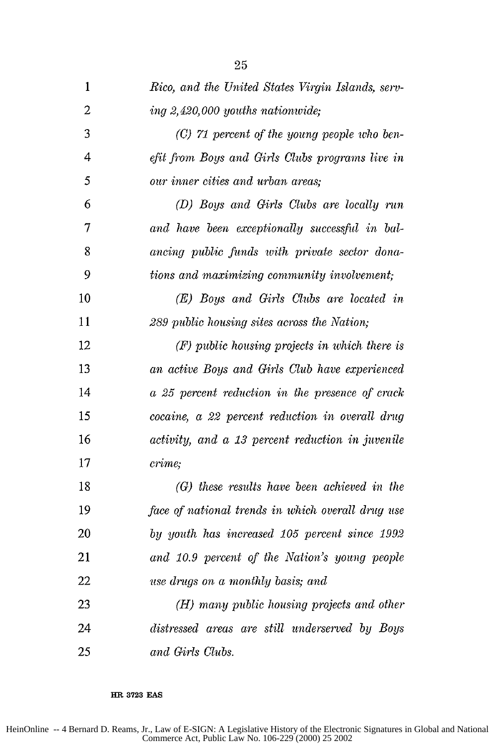*Rico, and the United States Virgin Islands, serving 2,420,000 youths nationwide;*

*(C) 71 percent of the young people who benefit from Boys and Girls Clubs programs live in our inner cities and urban areas;*

*(D) Boys and Girls Clubs are locally run and have been exceptionally successful in balancing public funds with private sector donations and maximizing community involvement;*

*(E) Boys and Girls Clubs are located in 289 public housing sites across the Nation;*

*(F) public housing projects in which there is an active Boys and Girls Club have experienced a 25 percent reduction in the presence of crack cocaine, a 22 percent reduction in overall drug activity, and a 13 percent reduction in juvenile crime;*

*(G) these results have been achieved in the face of national trends in which overall drug use by youth has increased 105 percent since 1992 and 10.9 percent of the Nation's young people use drugs on a monthly basis; and*

*(H) many public housing projects and other distressed areas are still underserved by Boys and Girls Clubs.*

**HR 3723 EAS**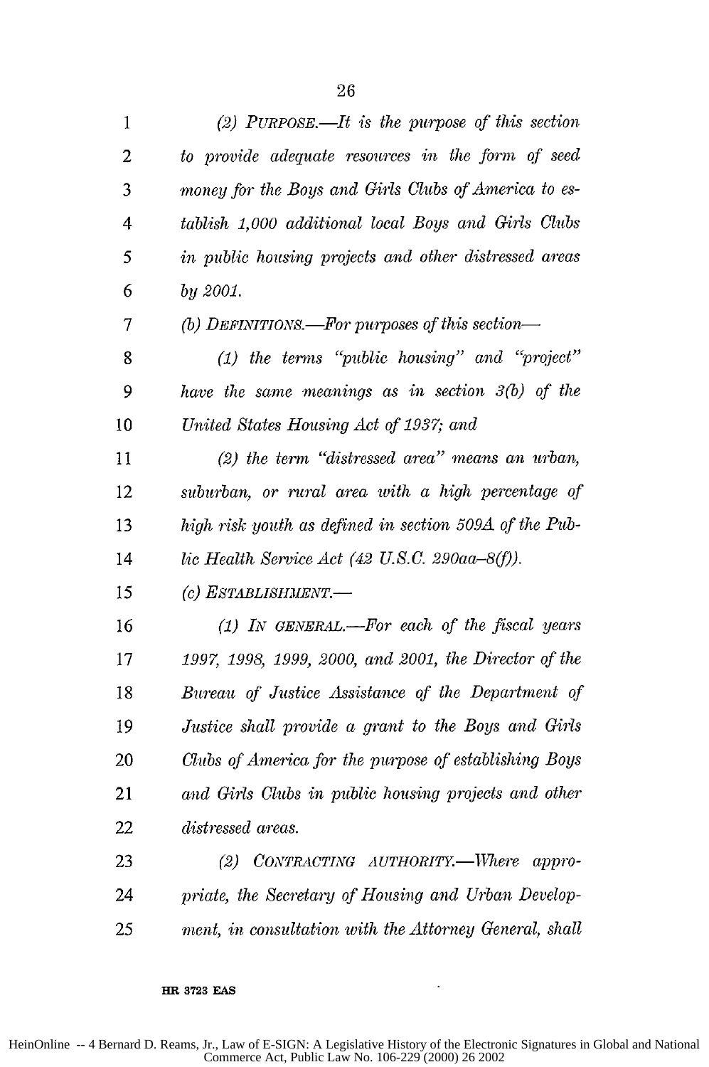*(2) PURPOSE.—It is the purpose of this section to provide adequate resources in the form of seed money for the Boys and Girls Clubs of America to establish 1,000 additional local Boys and Girls Clubs in public housing projects and other distressed areas by 2001.*

*(b) DEFINITIONS.—For purposes of this section—*

*(1) the terms "public housing" and "project" have the same meanings as in section 3(b) of the United States Housing Act of 1937; and*

*(2) the term "distressed area" means an urban, suburban, or rural area with a high percentage of high risk youth as defined in section 509A of the Public Health Service Act (42 U.S.C. 290aa–8(f)).*

*(c) ESTABLISHMENT.—*

*(1) IN GENERAL.—For each of the fiscal years 1997, 1998, 1999, 2000, and 2001, the Director of the Bureau of Justice Assistance of the Department of Justice shall provide a grant to the Boys and Girls Clubs of America for the purpose of establishing Boys and Girls Clubs in public housing projects and other distressed areas.*

*(2) CONTRACTING AUTHORITY.—Where appropriate, the Secretary of Housing and Urban Development, in consultation with the Attorney General, shall*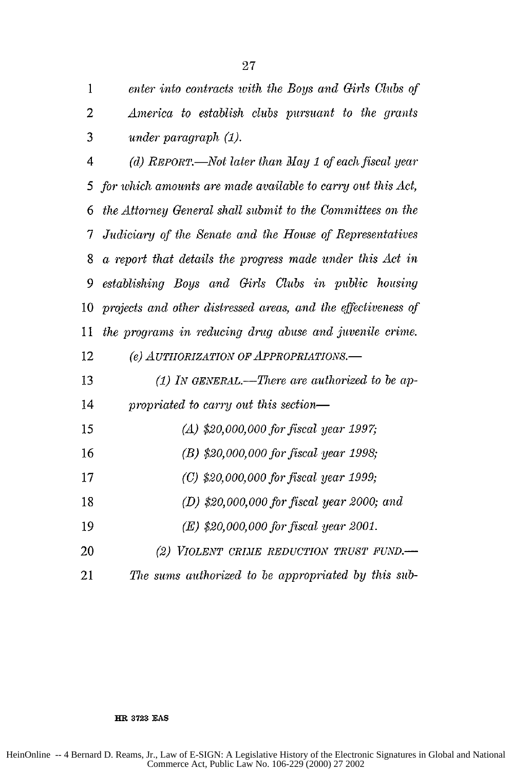*enter into contracts with the Boys and Girls Clubs of America to establish clubs pursuant to the grants under paragraph (1).*

*(d) REPORT.—Not later than May 1 of each fiscal year for which amounts are made available to carry out this Act, the Attorney General shall submit to the Committees on the Judiciary of the Senate and the House of Representatives a report that details the progress made under this Act in establishing Boys and Girls Clubs in public housing projects and other distressed areas, and the effectiveness of the programs in reducing drug abuse and juvenile crime.*

*(e) AUTHORIZATION OF APPROPRIATIONS.—*

*(1) IN GENERAL.—There are authorized to be appropriated to carry out this section—*

*(A) $20,000,000 for fiscal year 1997;*

*(B) $20,000,000 for fiscal year 1998;*

*(C) $20,000,000 for fiscal year 1999;*

*(D) $20,000,000 for fiscal year 2000; and*

*(E) $20,000,000 for fiscal year 2001.*

*(2) VIOLENT CRIME REDUCTION TRUST FUND.— The sums authorized to be appropriated by this sub-*

**HR 3723 EAS**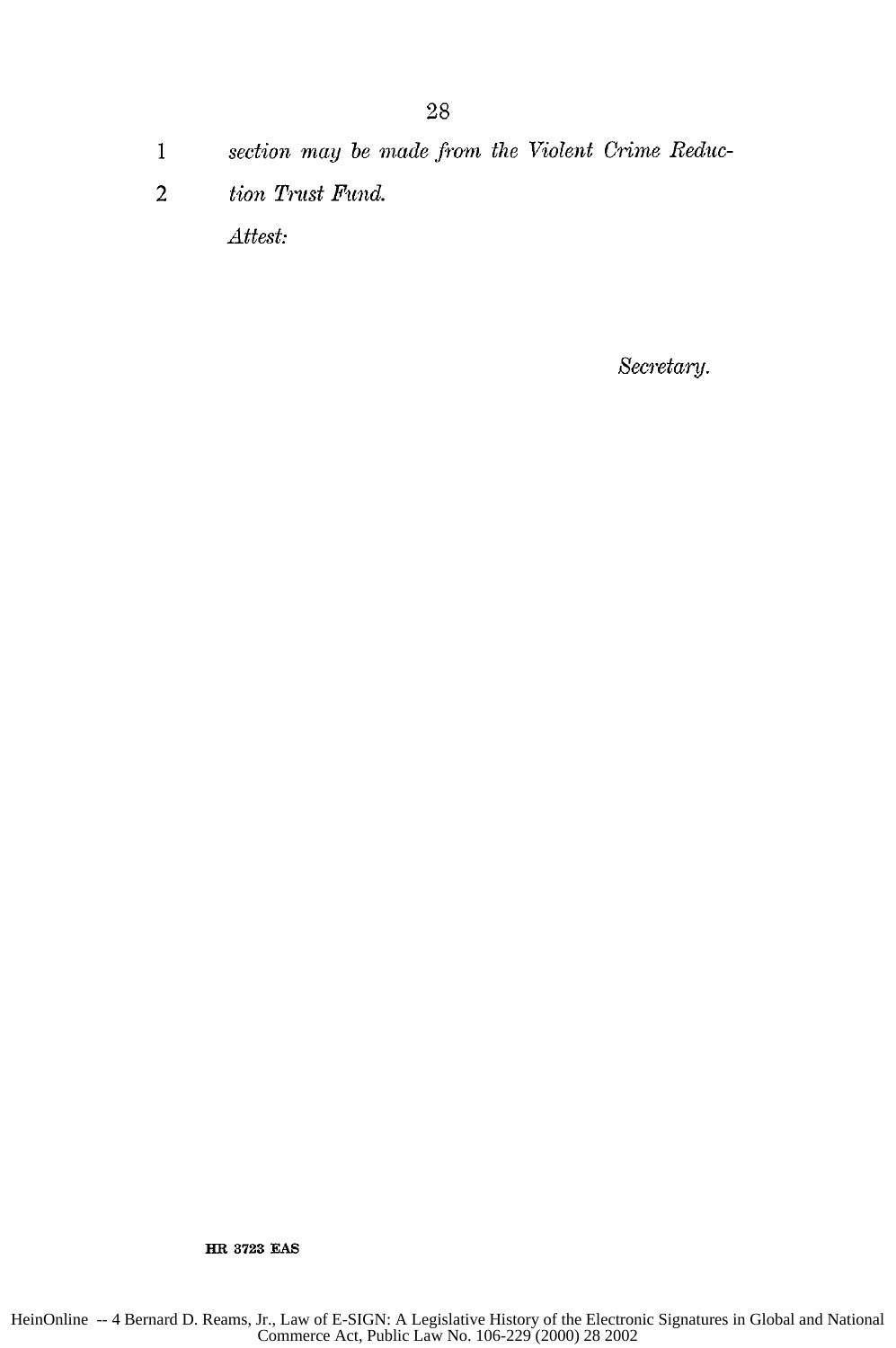1 *section may be made from the Violent Crime Reduc-*

2 *tion Trust Fund.*

*Attest:*

*Secretary.*

HR 3723 EAS